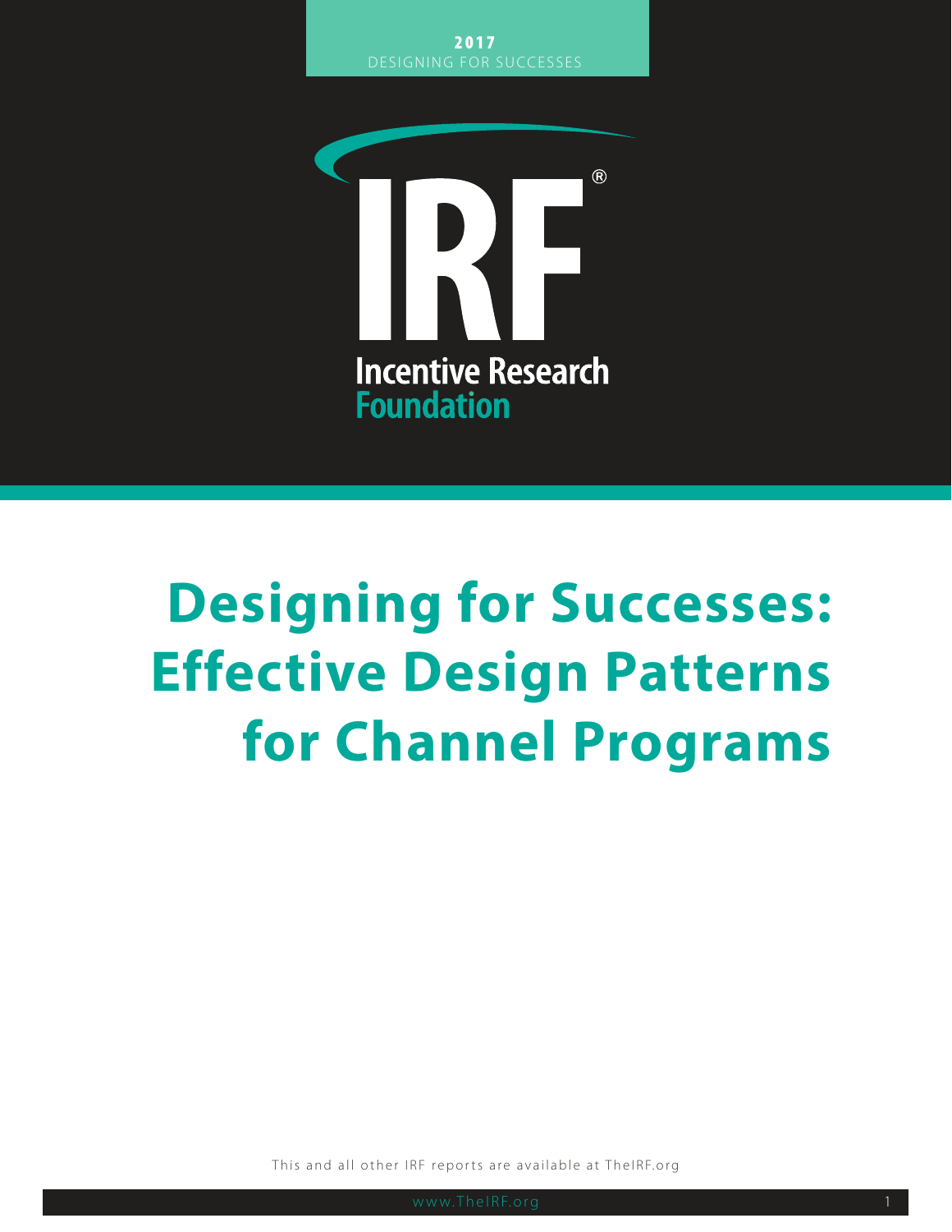2017
DESIGNING FOR SUCCESSES

Incentive Research Foundation

# Designing for Successes: Effective Design Patterns for Channel Programs

This and all other IRF reports are available at TheIRF.org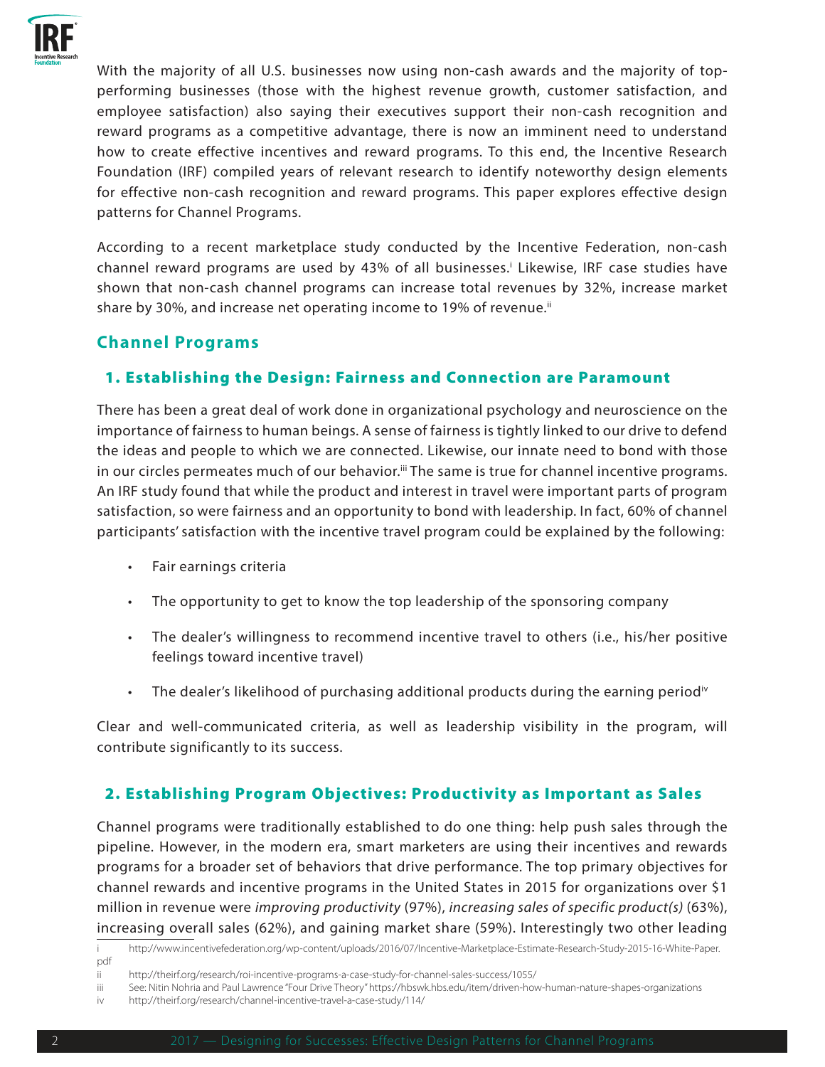With the majority of all U.S. businesses now using non-cash awards and the majority of top-performing businesses (those with the highest revenue growth, customer satisfaction, and employee satisfaction) also saying their executives support their non-cash recognition and reward programs as a competitive advantage, there is now an imminent need to understand how to create effective incentives and reward programs. To this end, the Incentive Research Foundation (IRF) compiled years of relevant research to identify noteworthy design elements for effective non-cash recognition and reward programs. This paper explores effective design patterns for Channel Programs.

According to a recent marketplace study conducted by the Incentive Federation, non-cash channel reward programs are used by 43% of all businesses.[i] Likewise, IRF case studies have shown that non-cash channel programs can increase total revenues by 32%, increase market share by 30%, and increase net operating income to 19% of revenue.[ii]

## Channel Programs

### 1. Establishing the Design: Fairness and Connection are Paramount

There has been a great deal of work done in organizational psychology and neuroscience on the importance of fairness to human beings. A sense of fairness is tightly linked to our drive to defend the ideas and people to which we are connected. Likewise, our innate need to bond with those in our circles permeates much of our behavior.[iii] The same is true for channel incentive programs. An IRF study found that while the product and interest in travel were important parts of program satisfaction, so were fairness and an opportunity to bond with leadership. In fact, 60% of channel participants' satisfaction with the incentive travel program could be explained by the following:

- Fair earnings criteria
- The opportunity to get to know the top leadership of the sponsoring company
- The dealer's willingness to recommend incentive travel to others (i.e., his/her positive feelings toward incentive travel)
- The dealer's likelihood of purchasing additional products during the earning period[iv]

Clear and well-communicated criteria, as well as leadership visibility in the program, will contribute significantly to its success.

### 2. Establishing Program Objectives: Productivity as Important as Sales

Channel programs were traditionally established to do one thing: help push sales through the pipeline. However, in the modern era, smart marketers are using their incentives and rewards programs for a broader set of behaviors that drive performance. The top primary objectives for channel rewards and incentive programs in the United States in 2015 for organizations over $1 million in revenue were *improving productivity* (97%), *increasing sales of specific product(s)* (63%), increasing overall sales (62%), and gaining market share (59%). Interestingly two other leading

---

i http://www.incentivefederation.org/wp-content/uploads/2016/07/Incentive-Marketplace-Estimate-Research-Study-2015-16-White-Paper.pdf

ii http://theirf.org/research/roi-incentive-programs-a-case-study-for-channel-sales-success/1055/

iii See: Nitin Nohria and Paul Lawrence "Four Drive Theory" https://hbswk.hbs.edu/item/driven-how-human-nature-shapes-organizations

iv http://theirf.org/research/channel-incentive-travel-a-case-study/114/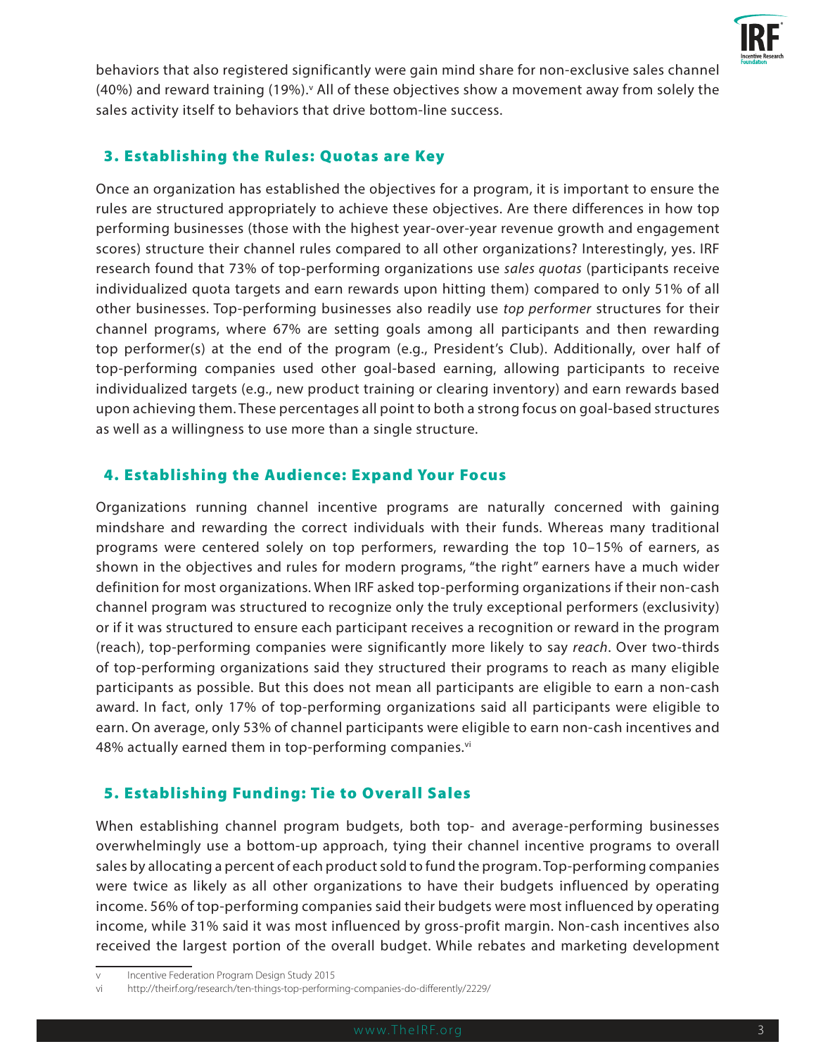behaviors that also registered significantly were gain mind share for non-exclusive sales channel (40%) and reward training (19%).[v] All of these objectives show a movement away from solely the sales activity itself to behaviors that drive bottom-line success.

## 3. Establishing the Rules: Quotas are Key

Once an organization has established the objectives for a program, it is important to ensure the rules are structured appropriately to achieve these objectives. Are there differences in how top performing businesses (those with the highest year-over-year revenue growth and engagement scores) structure their channel rules compared to all other organizations? Interestingly, yes. IRF research found that 73% of top-performing organizations use *sales quotas* (participants receive individualized quota targets and earn rewards upon hitting them) compared to only 51% of all other businesses. Top-performing businesses also readily use *top performer* structures for their channel programs, where 67% are setting goals among all participants and then rewarding top performer(s) at the end of the program (e.g., President's Club). Additionally, over half of top-performing companies used other goal-based earning, allowing participants to receive individualized targets (e.g., new product training or clearing inventory) and earn rewards based upon achieving them. These percentages all point to both a strong focus on goal-based structures as well as a willingness to use more than a single structure.

## 4. Establishing the Audience: Expand Your Focus

Organizations running channel incentive programs are naturally concerned with gaining mindshare and rewarding the correct individuals with their funds. Whereas many traditional programs were centered solely on top performers, rewarding the top 10–15% of earners, as shown in the objectives and rules for modern programs, "the right" earners have a much wider definition for most organizations. When IRF asked top-performing organizations if their non-cash channel program was structured to recognize only the truly exceptional performers (exclusivity) or if it was structured to ensure each participant receives a recognition or reward in the program (reach), top-performing companies were significantly more likely to say *reach*. Over two-thirds of top-performing organizations said they structured their programs to reach as many eligible participants as possible. But this does not mean all participants are eligible to earn a non-cash award. In fact, only 17% of top-performing organizations said all participants were eligible to earn. On average, only 53% of channel participants were eligible to earn non-cash incentives and 48% actually earned them in top-performing companies.[vi]

## 5. Establishing Funding: Tie to Overall Sales

When establishing channel program budgets, both top- and average-performing businesses overwhelmingly use a bottom-up approach, tying their channel incentive programs to overall sales by allocating a percent of each product sold to fund the program. Top-performing companies were twice as likely as all other organizations to have their budgets influenced by operating income. 56% of top-performing companies said their budgets were most influenced by operating income, while 31% said it was most influenced by gross-profit margin. Non-cash incentives also received the largest portion of the overall budget. While rebates and marketing development

---

v Incentive Federation Program Design Study 2015

vi http://theirf.org/research/ten-things-top-performing-companies-do-differently/2229/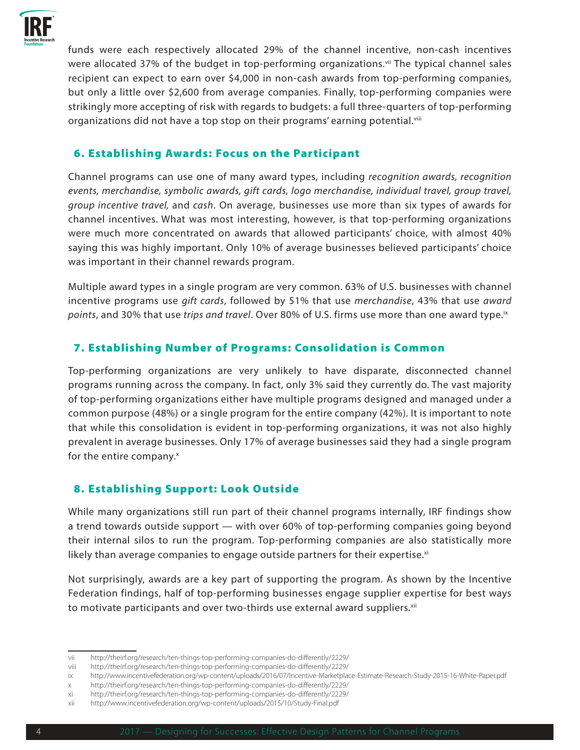funds were each respectively allocated 29% of the channel incentive, non-cash incentives were allocated 37% of the budget in top-performing organizations.[vii] The typical channel sales recipient can expect to earn over $4,000 in non-cash awards from top-performing companies, but only a little over $2,600 from average companies. Finally, top-performing companies were strikingly more accepting of risk with regards to budgets: a full three-quarters of top-performing organizations did not have a top stop on their programs' earning potential.[viii]

## 6. Establishing Awards: Focus on the Participant

Channel programs can use one of many award types, including *recognition awards, recognition events, merchandise, symbolic awards, gift cards, logo merchandise, individual travel, group travel, group incentive travel,* and *cash*. On average, businesses use more than six types of awards for channel incentives. What was most interesting, however, is that top-performing organizations were much more concentrated on awards that allowed participants' choice, with almost 40% saying this was highly important. Only 10% of average businesses believed participants' choice was important in their channel rewards program.

Multiple award types in a single program are very common. 63% of U.S. businesses with channel incentive programs use *gift cards*, followed by 51% that use *merchandise*, 43% that use *award points*, and 30% that use *trips and travel*. Over 80% of U.S. firms use more than one award type.[ix]

## 7. Establishing Number of Programs: Consolidation is Common

Top-performing organizations are very unlikely to have disparate, disconnected channel programs running across the company. In fact, only 3% said they currently do. The vast majority of top-performing organizations either have multiple programs designed and managed under a common purpose (48%) or a single program for the entire company (42%). It is important to note that while this consolidation is evident in top-performing organizations, it was not also highly prevalent in average businesses. Only 17% of average businesses said they had a single program for the entire company.[x]

## 8. Establishing Support: Look Outside

While many organizations still run part of their channel programs internally, IRF findings show a trend towards outside support — with over 60% of top-performing companies going beyond their internal silos to run the program. Top-performing companies are also statistically more likely than average companies to engage outside partners for their expertise.[xi]

Not surprisingly, awards are a key part of supporting the program. As shown by the Incentive Federation findings, half of top-performing businesses engage supplier expertise for best ways to motivate participants and over two-thirds use external award suppliers.[xii]

---

vii http://theirf.org/research/ten-things-top-performing-companies-do-differently/2229/
viii http://theirf.org/research/ten-things-top-performing-companies-do-differently/2229/
ix http://www.incentivefederation.org/wp-content/uploads/2016/07/Incentive-Marketplace-Estimate-Research-Study-2015-16-White-Paper.pdf
x http://theirf.org/research/ten-things-top-performing-companies-do-differently/2229/
xi http://theirf.org/research/ten-things-top-performing-companies-do-differently/2229/
xii http://www.incentivefederation.org/wp-content/uploads/2015/10/Study-Final.pdf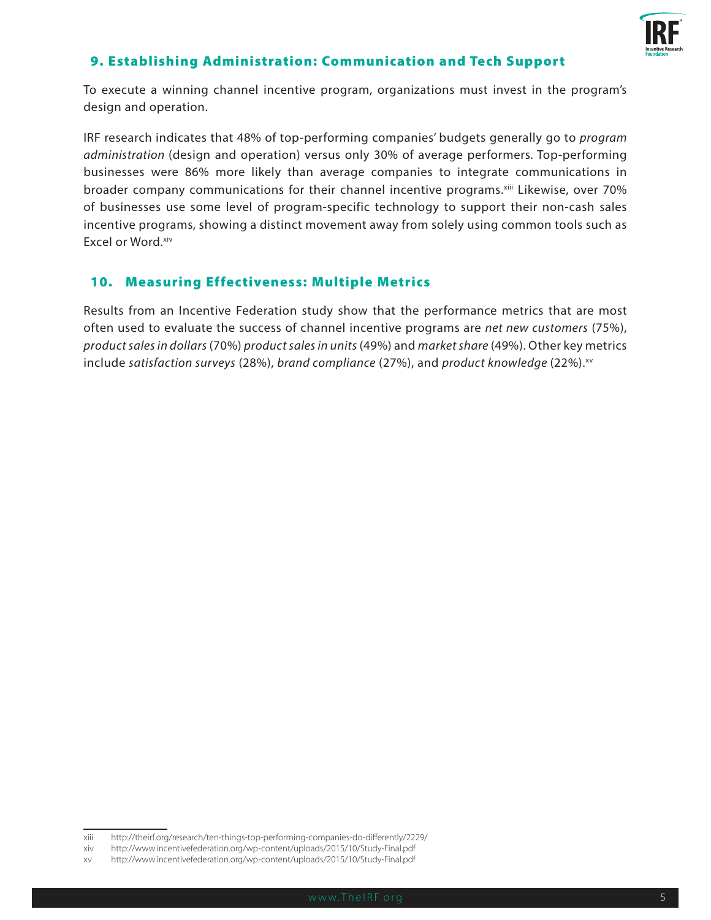## 9. Establishing Administration: Communication and Tech Support

To execute a winning channel incentive program, organizations must invest in the program's design and operation.

IRF research indicates that 48% of top-performing companies' budgets generally go to *program administration* (design and operation) versus only 30% of average performers. Top-performing businesses were 86% more likely than average companies to integrate communications in broader company communications for their channel incentive programs.[xiii] Likewise, over 70% of businesses use some level of program-specific technology to support their non-cash sales incentive programs, showing a distinct movement away from solely using common tools such as Excel or Word.[xiv]

## 10. Measuring Effectiveness: Multiple Metrics

Results from an Incentive Federation study show that the performance metrics that are most often used to evaluate the success of channel incentive programs are *net new customers* (75%), *product sales in dollars* (70%) *product sales in units* (49%) and *market share* (49%). Other key metrics include *satisfaction surveys* (28%), *brand compliance* (27%), and *product knowledge* (22%).[xv]

---

xiii http://theirf.org/research/ten-things-top-performing-companies-do-differently/2229/

xiv http://www.incentivefederation.org/wp-content/uploads/2015/10/Study-Final.pdf

xv http://www.incentivefederation.org/wp-content/uploads/2015/10/Study-Final.pdf